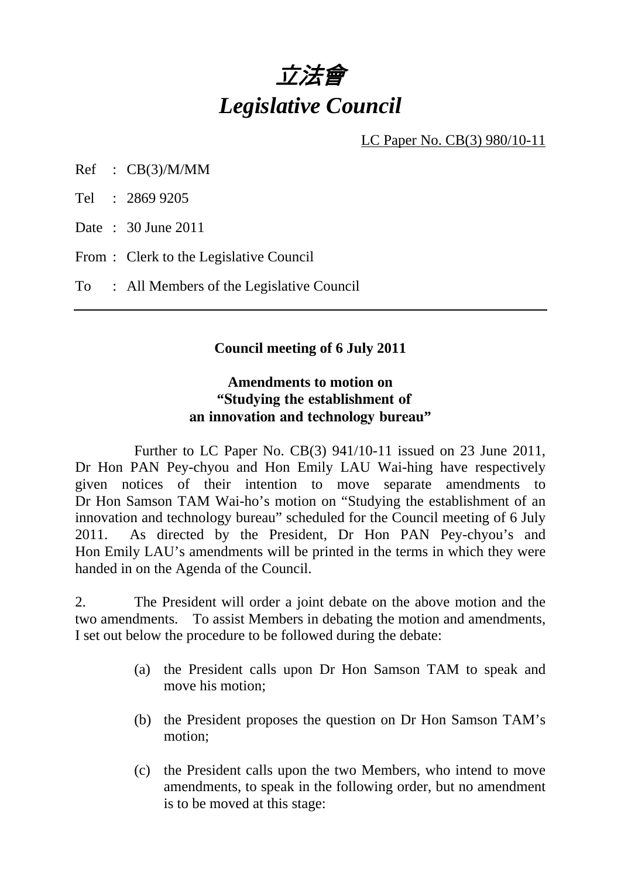# *立法會*

# *Legislative Council*

LC Paper No. CB(3) 980/10-11

Ref : CB(3)/M/MM

Tel : 2869 9205

Date : 30 June 2011

From : Clerk to the Legislative Council

To : All Members of the Legislative Council

---

**Council meeting of 6 July 2011**

**Amendments to motion on "Studying the establishment of an innovation and technology bureau"**

Further to LC Paper No. CB(3) 941/10-11 issued on 23 June 2011, Dr Hon PAN Pey-chyou and Hon Emily LAU Wai-hing have respectively given notices of their intention to move separate amendments to Dr Hon Samson TAM Wai-ho's motion on "Studying the establishment of an innovation and technology bureau" scheduled for the Council meeting of 6 July 2011. As directed by the President, Dr Hon PAN Pey-chyou's and Hon Emily LAU's amendments will be printed in the terms in which they were handed in on the Agenda of the Council.

2. The President will order a joint debate on the above motion and the two amendments. To assist Members in debating the motion and amendments, I set out below the procedure to be followed during the debate:

(a) the President calls upon Dr Hon Samson TAM to speak and move his motion;

(b) the President proposes the question on Dr Hon Samson TAM's motion;

(c) the President calls upon the two Members, who intend to move amendments, to speak in the following order, but no amendment is to be moved at this stage: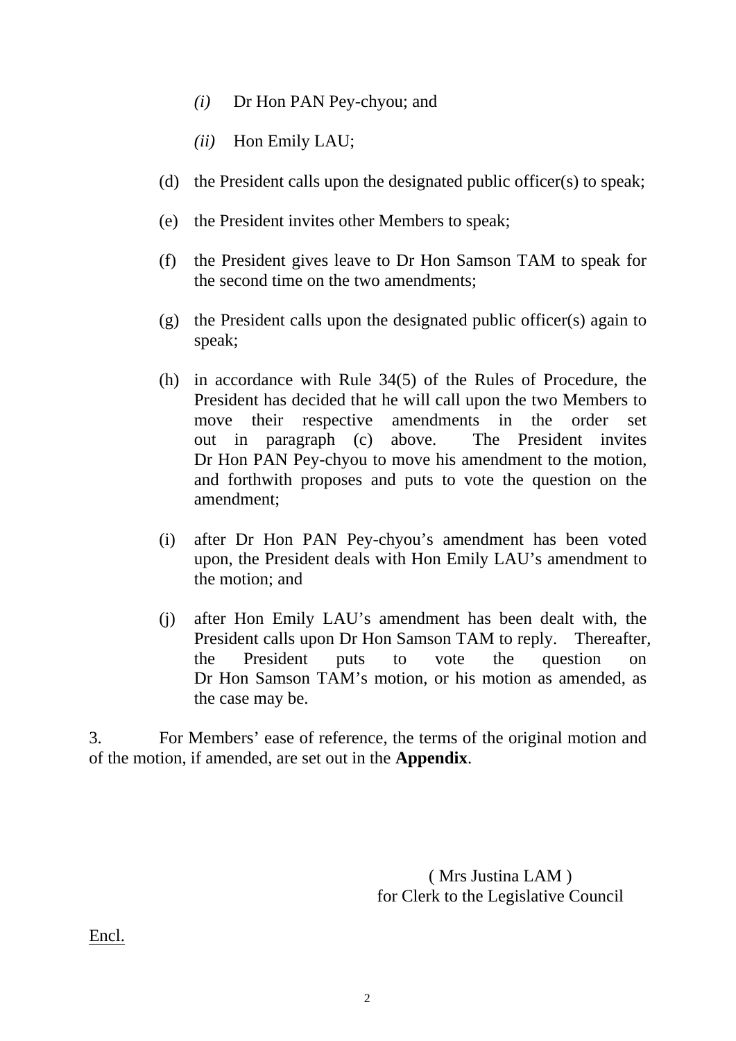*(i)* Dr Hon PAN Pey-chyou; and

*(ii)* Hon Emily LAU;

(d) the President calls upon the designated public officer(s) to speak;

(e) the President invites other Members to speak;

(f) the President gives leave to Dr Hon Samson TAM to speak for the second time on the two amendments;

(g) the President calls upon the designated public officer(s) again to speak;

(h) in accordance with Rule 34(5) of the Rules of Procedure, the President has decided that he will call upon the two Members to move their respective amendments in the order set out in paragraph (c) above. The President invites Dr Hon PAN Pey-chyou to move his amendment to the motion, and forthwith proposes and puts to vote the question on the amendment;

(i) after Dr Hon PAN Pey-chyou's amendment has been voted upon, the President deals with Hon Emily LAU's amendment to the motion; and

(j) after Hon Emily LAU's amendment has been dealt with, the President calls upon Dr Hon Samson TAM to reply. Thereafter, the President puts to vote the question on Dr Hon Samson TAM's motion, or his motion as amended, as the case may be.

3. For Members' ease of reference, the terms of the original motion and of the motion, if amended, are set out in the **Appendix**.

( Mrs Justina LAM )
for Clerk to the Legislative Council

Encl.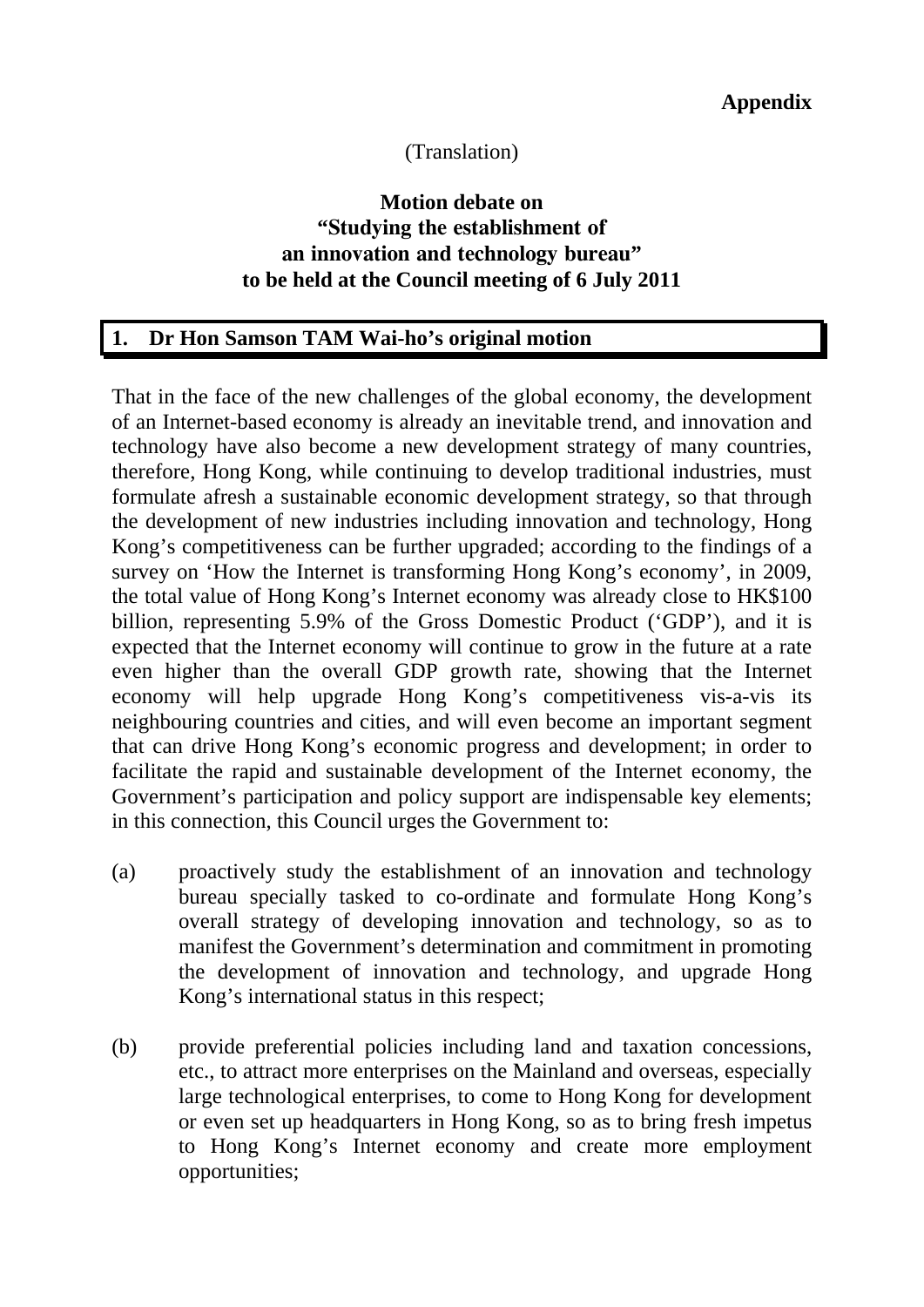**Appendix**

(Translation)

**Motion debate on**
**"Studying the establishment of**
**an innovation and technology bureau"**
**to be held at the Council meeting of 6 July 2011**

## 1. Dr Hon Samson TAM Wai-ho's original motion

That in the face of the new challenges of the global economy, the development of an Internet-based economy is already an inevitable trend, and innovation and technology have also become a new development strategy of many countries, therefore, Hong Kong, while continuing to develop traditional industries, must formulate afresh a sustainable economic development strategy, so that through the development of new industries including innovation and technology, Hong Kong's competitiveness can be further upgraded; according to the findings of a survey on 'How the Internet is transforming Hong Kong's economy', in 2009, the total value of Hong Kong's Internet economy was already close to HK$100 billion, representing 5.9% of the Gross Domestic Product ('GDP'), and it is expected that the Internet economy will continue to grow in the future at a rate even higher than the overall GDP growth rate, showing that the Internet economy will help upgrade Hong Kong's competitiveness vis-a-vis its neighbouring countries and cities, and will even become an important segment that can drive Hong Kong's economic progress and development; in order to facilitate the rapid and sustainable development of the Internet economy, the Government's participation and policy support are indispensable key elements; in this connection, this Council urges the Government to:

(a) proactively study the establishment of an innovation and technology bureau specially tasked to co-ordinate and formulate Hong Kong's overall strategy of developing innovation and technology, so as to manifest the Government's determination and commitment in promoting the development of innovation and technology, and upgrade Hong Kong's international status in this respect;

(b) provide preferential policies including land and taxation concessions, etc., to attract more enterprises on the Mainland and overseas, especially large technological enterprises, to come to Hong Kong for development or even set up headquarters in Hong Kong, so as to bring fresh impetus to Hong Kong's Internet economy and create more employment opportunities;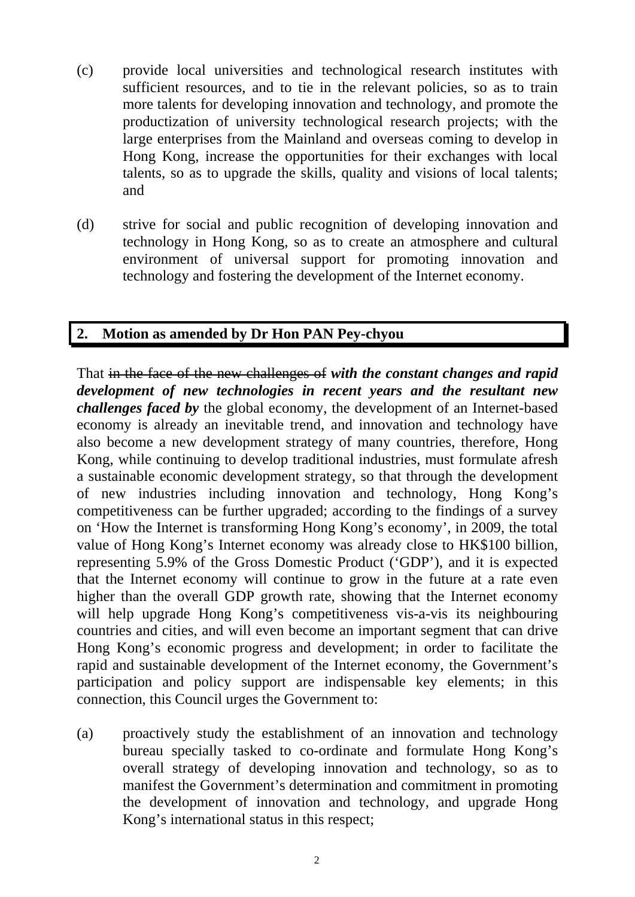(c) provide local universities and technological research institutes with sufficient resources, and to tie in the relevant policies, so as to train more talents for developing innovation and technology, and promote the productization of university technological research projects; with the large enterprises from the Mainland and overseas coming to develop in Hong Kong, increase the opportunities for their exchanges with local talents, so as to upgrade the skills, quality and visions of local talents; and

(d) strive for social and public recognition of developing innovation and technology in Hong Kong, so as to create an atmosphere and cultural environment of universal support for promoting innovation and technology and fostering the development of the Internet economy.

## 2. Motion as amended by Dr Hon PAN Pey-chyou

That ~~in the face of the new challenges of~~ ***with the constant changes and rapid development of new technologies in recent years and the resultant new challenges faced by*** the global economy, the development of an Internet-based economy is already an inevitable trend, and innovation and technology have also become a new development strategy of many countries, therefore, Hong Kong, while continuing to develop traditional industries, must formulate afresh a sustainable economic development strategy, so that through the development of new industries including innovation and technology, Hong Kong's competitiveness can be further upgraded; according to the findings of a survey on 'How the Internet is transforming Hong Kong's economy', in 2009, the total value of Hong Kong's Internet economy was already close to HK$100 billion, representing 5.9% of the Gross Domestic Product ('GDP'), and it is expected that the Internet economy will continue to grow in the future at a rate even higher than the overall GDP growth rate, showing that the Internet economy will help upgrade Hong Kong's competitiveness vis-a-vis its neighbouring countries and cities, and will even become an important segment that can drive Hong Kong's economic progress and development; in order to facilitate the rapid and sustainable development of the Internet economy, the Government's participation and policy support are indispensable key elements; in this connection, this Council urges the Government to:

(a) proactively study the establishment of an innovation and technology bureau specially tasked to co-ordinate and formulate Hong Kong's overall strategy of developing innovation and technology, so as to manifest the Government's determination and commitment in promoting the development of innovation and technology, and upgrade Hong Kong's international status in this respect;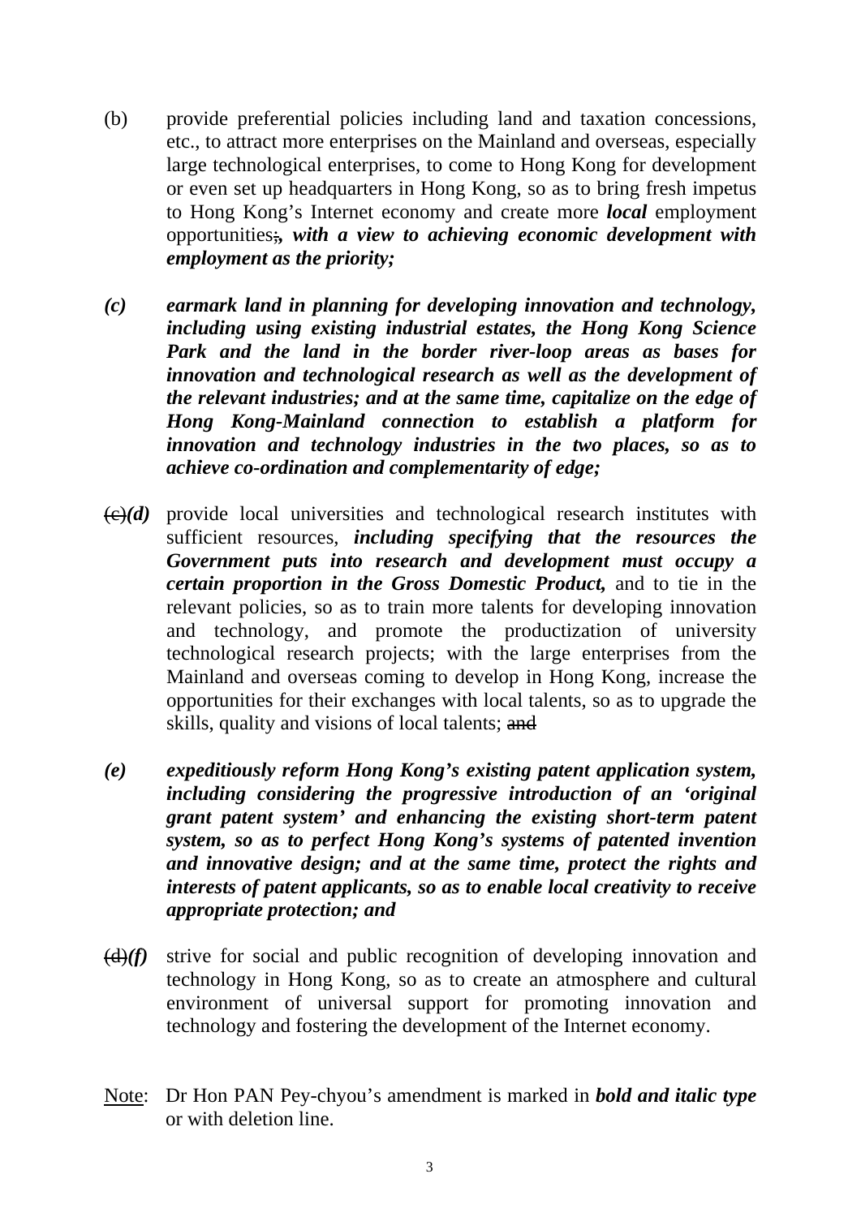(b) provide preferential policies including land and taxation concessions, etc., to attract more enterprises on the Mainland and overseas, especially large technological enterprises, to come to Hong Kong for development or even set up headquarters in Hong Kong, so as to bring fresh impetus to Hong Kong's Internet economy and create more ***local*** employment opportunities~~;~~***, with a view to achieving economic development with employment as the priority;***

***(c) earmark land in planning for developing innovation and technology, including using existing industrial estates, the Hong Kong Science Park and the land in the border river-loop areas as bases for innovation and technological research as well as the development of the relevant industries; and at the same time, capitalize on the edge of Hong Kong-Mainland connection to establish a platform for innovation and technology industries in the two places, so as to achieve co-ordination and complementarity of edge;***

~~(c)~~***(d)*** provide local universities and technological research institutes with sufficient resources, ***including specifying that the resources the Government puts into research and development must occupy a certain proportion in the Gross Domestic Product,*** and to tie in the relevant policies, so as to train more talents for developing innovation and technology, and promote the productization of university technological research projects; with the large enterprises from the Mainland and overseas coming to develop in Hong Kong, increase the opportunities for their exchanges with local talents, so as to upgrade the skills, quality and visions of local talents; ~~and~~

***(e) expeditiously reform Hong Kong's existing patent application system, including considering the progressive introduction of an 'original grant patent system' and enhancing the existing short-term patent system, so as to perfect Hong Kong's systems of patented invention and innovative design; and at the same time, protect the rights and interests of patent applicants, so as to enable local creativity to receive appropriate protection; and***

~~(d)~~***(f)*** strive for social and public recognition of developing innovation and technology in Hong Kong, so as to create an atmosphere and cultural environment of universal support for promoting innovation and technology and fostering the development of the Internet economy.

Note: Dr Hon PAN Pey-chyou's amendment is marked in ***bold and italic type*** or with deletion line.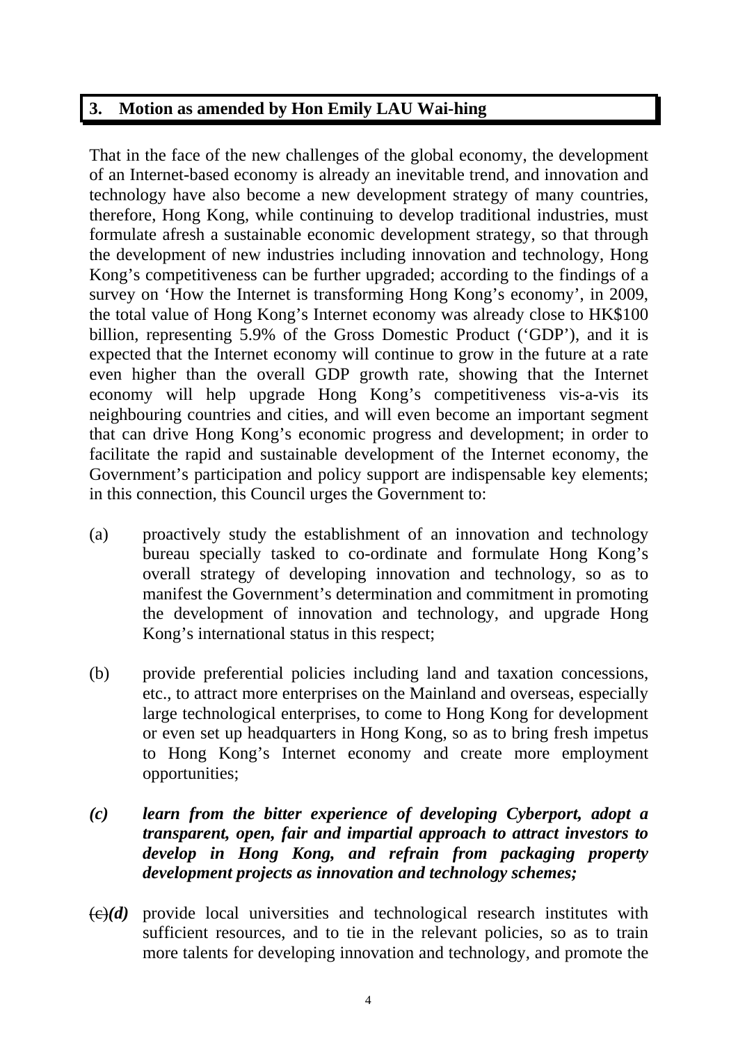## 3. Motion as amended by Hon Emily LAU Wai-hing

That in the face of the new challenges of the global economy, the development of an Internet-based economy is already an inevitable trend, and innovation and technology have also become a new development strategy of many countries, therefore, Hong Kong, while continuing to develop traditional industries, must formulate afresh a sustainable economic development strategy, so that through the development of new industries including innovation and technology, Hong Kong's competitiveness can be further upgraded; according to the findings of a survey on 'How the Internet is transforming Hong Kong's economy', in 2009, the total value of Hong Kong's Internet economy was already close to HK$100 billion, representing 5.9% of the Gross Domestic Product ('GDP'), and it is expected that the Internet economy will continue to grow in the future at a rate even higher than the overall GDP growth rate, showing that the Internet economy will help upgrade Hong Kong's competitiveness vis-a-vis its neighbouring countries and cities, and will even become an important segment that can drive Hong Kong's economic progress and development; in order to facilitate the rapid and sustainable development of the Internet economy, the Government's participation and policy support are indispensable key elements; in this connection, this Council urges the Government to:

(a) proactively study the establishment of an innovation and technology bureau specially tasked to co-ordinate and formulate Hong Kong's overall strategy of developing innovation and technology, so as to manifest the Government's determination and commitment in promoting the development of innovation and technology, and upgrade Hong Kong's international status in this respect;

(b) provide preferential policies including land and taxation concessions, etc., to attract more enterprises on the Mainland and overseas, especially large technological enterprises, to come to Hong Kong for development or even set up headquarters in Hong Kong, so as to bring fresh impetus to Hong Kong's Internet economy and create more employment opportunities;

***(c) learn from the bitter experience of developing Cyberport, adopt a transparent, open, fair and impartial approach to attract investors to develop in Hong Kong, and refrain from packaging property development projects as innovation and technology schemes;***

~~(c)~~***(d)*** provide local universities and technological research institutes with sufficient resources, and to tie in the relevant policies, so as to train more talents for developing innovation and technology, and promote the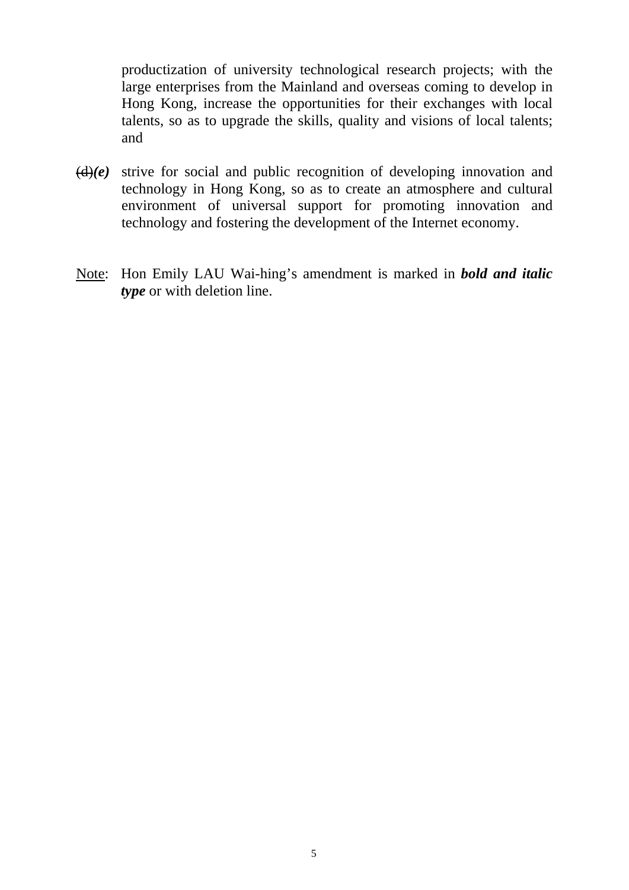productization of university technological research projects; with the large enterprises from the Mainland and overseas coming to develop in Hong Kong, increase the opportunities for their exchanges with local talents, so as to upgrade the skills, quality and visions of local talents; and

~~(d)~~***(e)*** strive for social and public recognition of developing innovation and technology in Hong Kong, so as to create an atmosphere and cultural environment of universal support for promoting innovation and technology and fostering the development of the Internet economy.

<u>Note</u>: Hon Emily LAU Wai-hing's amendment is marked in ***bold and italic type*** or with deletion line.